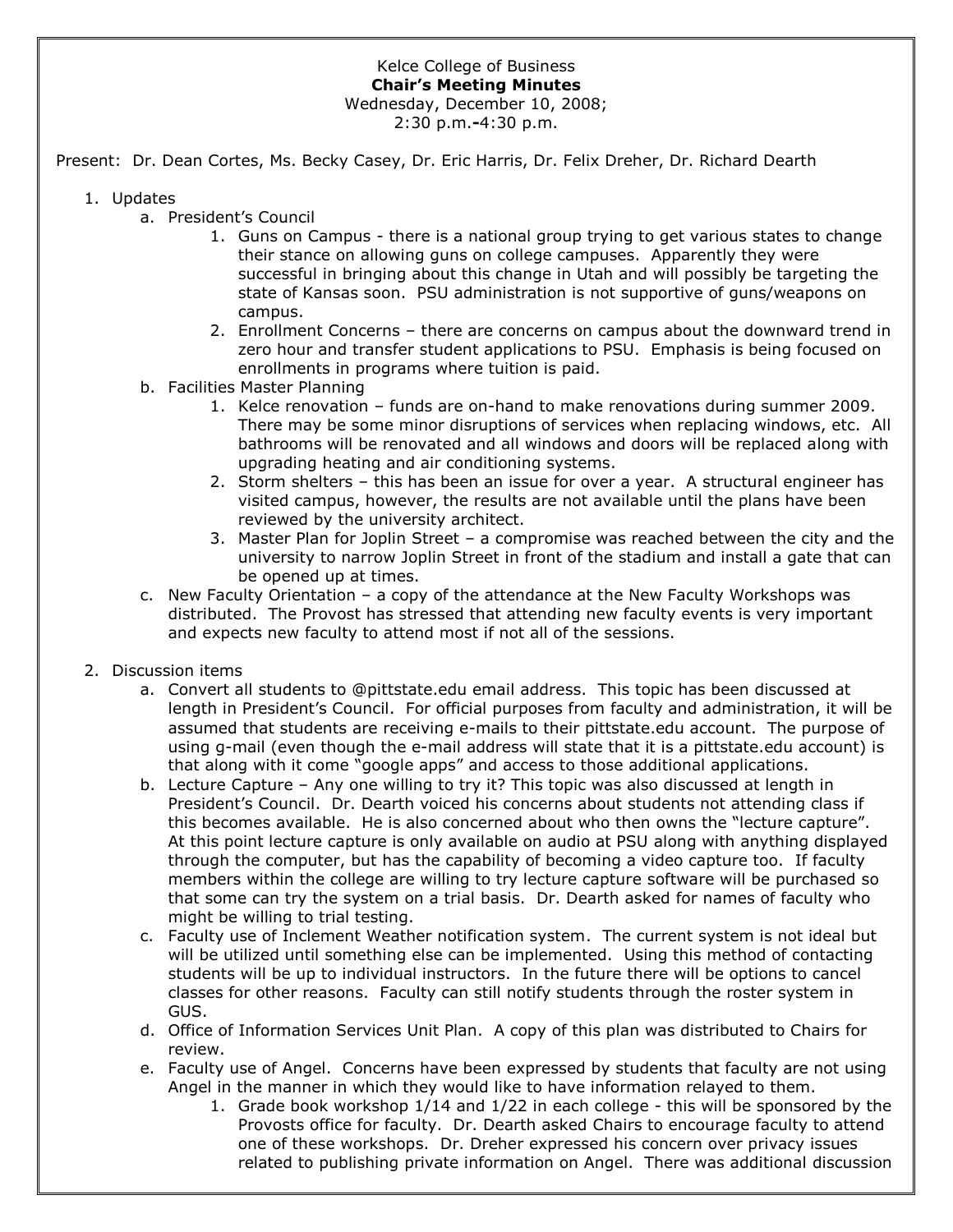Kelce College of Business
**Chair's Meeting Minutes**
Wednesday, December 10, 2008;
2:30 p.m.-4:30 p.m.

Present: Dr. Dean Cortes, Ms. Becky Casey, Dr. Eric Harris, Dr. Felix Dreher, Dr. Richard Dearth

1. Updates
   a. President's Council
      1. Guns on Campus - there is a national group trying to get various states to change their stance on allowing guns on college campuses. Apparently they were successful in bringing about this change in Utah and will possibly be targeting the state of Kansas soon. PSU administration is not supportive of guns/weapons on campus.
      2. Enrollment Concerns – there are concerns on campus about the downward trend in zero hour and transfer student applications to PSU. Emphasis is being focused on enrollments in programs where tuition is paid.

   b. Facilities Master Planning
      1. Kelce renovation – funds are on-hand to make renovations during summer 2009. There may be some minor disruptions of services when replacing windows, etc. All bathrooms will be renovated and all windows and doors will be replaced along with upgrading heating and air conditioning systems.
      2. Storm shelters – this has been an issue for over a year. A structural engineer has visited campus, however, the results are not available until the plans have been reviewed by the university architect.
      3. Master Plan for Joplin Street – a compromise was reached between the city and the university to narrow Joplin Street in front of the stadium and install a gate that can be opened up at times.

   c. New Faculty Orientation – a copy of the attendance at the New Faculty Workshops was distributed. The Provost has stressed that attending new faculty events is very important and expects new faculty to attend most if not all of the sessions.

2. Discussion items
   a. Convert all students to @pittstate.edu email address. This topic has been discussed at length in President's Council. For official purposes from faculty and administration, it will be assumed that students are receiving e-mails to their pittstate.edu account. The purpose of using g-mail (even though the e-mail address will state that it is a pittstate.edu account) is that along with it come "google apps" and access to those additional applications.

   b. Lecture Capture – Any one willing to try it? This topic was also discussed at length in President's Council. Dr. Dearth voiced his concerns about students not attending class if this becomes available. He is also concerned about who then owns the "lecture capture". At this point lecture capture is only available on audio at PSU along with anything displayed through the computer, but has the capability of becoming a video capture too. If faculty members within the college are willing to try lecture capture software will be purchased so that some can try the system on a trial basis. Dr. Dearth asked for names of faculty who might be willing to trial testing.

   c. Faculty use of Inclement Weather notification system. The current system is not ideal but will be utilized until something else can be implemented. Using this method of contacting students will be up to individual instructors. In the future there will be options to cancel classes for other reasons. Faculty can still notify students through the roster system in GUS.

   d. Office of Information Services Unit Plan. A copy of this plan was distributed to Chairs for review.

   e. Faculty use of Angel. Concerns have been expressed by students that faculty are not using Angel in the manner in which they would like to have information relayed to them.
      1. Grade book workshop 1/14 and 1/22 in each college - this will be sponsored by the Provosts office for faculty. Dr. Dearth asked Chairs to encourage faculty to attend one of these workshops. Dr. Dreher expressed his concern over privacy issues related to publishing private information on Angel. There was additional discussion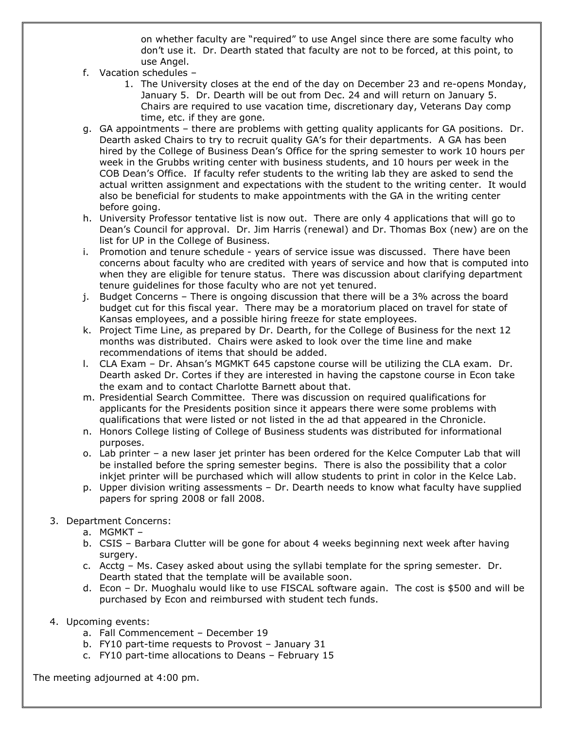on whether faculty are "required" to use Angel since there are some faculty who don't use it. Dr. Dearth stated that faculty are not to be forced, at this point, to use Angel.

f. Vacation schedules –
   1. The University closes at the end of the day on December 23 and re-opens Monday, January 5. Dr. Dearth will be out from Dec. 24 and will return on January 5. Chairs are required to use vacation time, discretionary day, Veterans Day comp time, etc. if they are gone.

g. GA appointments – there are problems with getting quality applicants for GA positions. Dr. Dearth asked Chairs to try to recruit quality GA's for their departments. A GA has been hired by the College of Business Dean's Office for the spring semester to work 10 hours per week in the Grubbs writing center with business students, and 10 hours per week in the COB Dean's Office. If faculty refer students to the writing lab they are asked to send the actual written assignment and expectations with the student to the writing center. It would also be beneficial for students to make appointments with the GA in the writing center before going.

h. University Professor tentative list is now out. There are only 4 applications that will go to Dean's Council for approval. Dr. Jim Harris (renewal) and Dr. Thomas Box (new) are on the list for UP in the College of Business.

i. Promotion and tenure schedule - years of service issue was discussed. There have been concerns about faculty who are credited with years of service and how that is computed into when they are eligible for tenure status. There was discussion about clarifying department tenure guidelines for those faculty who are not yet tenured.

j. Budget Concerns – There is ongoing discussion that there will be a 3% across the board budget cut for this fiscal year. There may be a moratorium placed on travel for state of Kansas employees, and a possible hiring freeze for state employees.

k. Project Time Line, as prepared by Dr. Dearth, for the College of Business for the next 12 months was distributed. Chairs were asked to look over the time line and make recommendations of items that should be added.

l. CLA Exam – Dr. Ahsan's MGMKT 645 capstone course will be utilizing the CLA exam. Dr. Dearth asked Dr. Cortes if they are interested in having the capstone course in Econ take the exam and to contact Charlotte Barnett about that.

m. Presidential Search Committee. There was discussion on required qualifications for applicants for the Presidents position since it appears there were some problems with qualifications that were listed or not listed in the ad that appeared in the Chronicle.

n. Honors College listing of College of Business students was distributed for informational purposes.

o. Lab printer – a new laser jet printer has been ordered for the Kelce Computer Lab that will be installed before the spring semester begins. There is also the possibility that a color inkjet printer will be purchased which will allow students to print in color in the Kelce Lab.

p. Upper division writing assessments – Dr. Dearth needs to know what faculty have supplied papers for spring 2008 or fall 2008.

3. Department Concerns:
   a. MGMKT –
   b. CSIS – Barbara Clutter will be gone for about 4 weeks beginning next week after having surgery.
   c. Acctg – Ms. Casey asked about using the syllabi template for the spring semester. Dr. Dearth stated that the template will be available soon.
   d. Econ – Dr. Muoghalu would like to use FISCAL software again. The cost is $500 and will be purchased by Econ and reimbursed with student tech funds.

4. Upcoming events:
   a. Fall Commencement – December 19
   b. FY10 part-time requests to Provost – January 31
   c. FY10 part-time allocations to Deans – February 15

The meeting adjourned at 4:00 pm.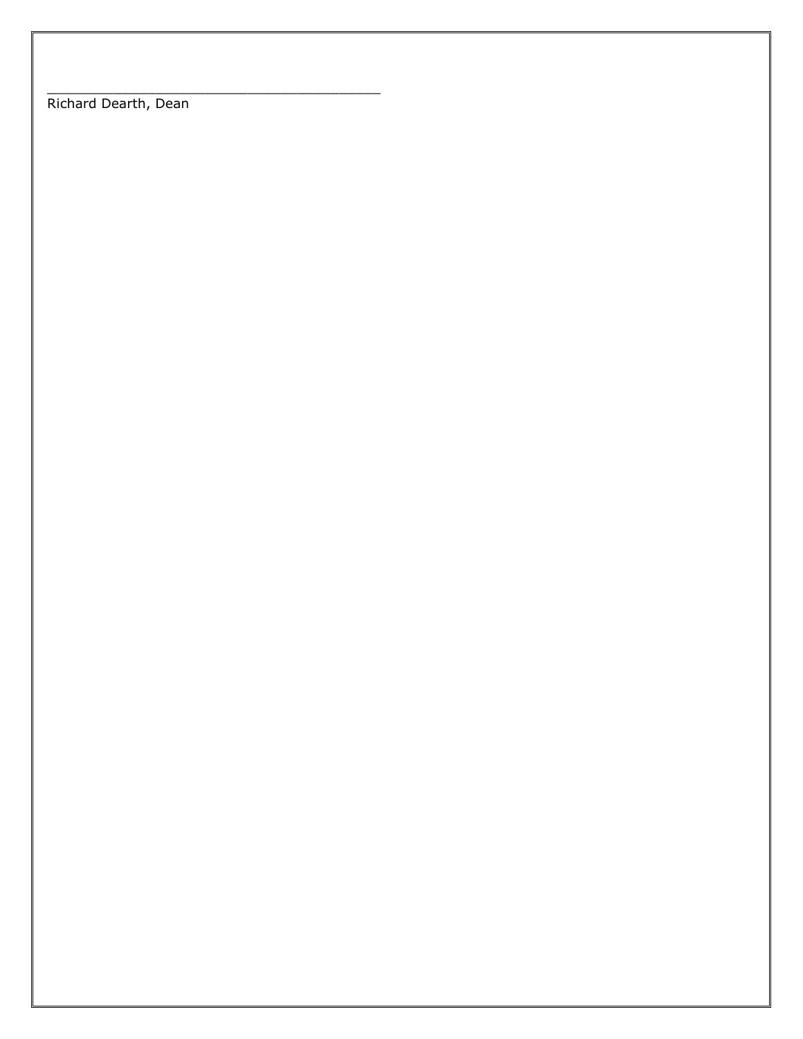\_\_\_\_\_\_\_\_\_\_\_\_\_\_\_\_\_\_\_\_\_\_\_\_\_\_\_\_\_\_\_\_\_\_\_\_\_\_\_\_\_\_

Richard Dearth, Dean